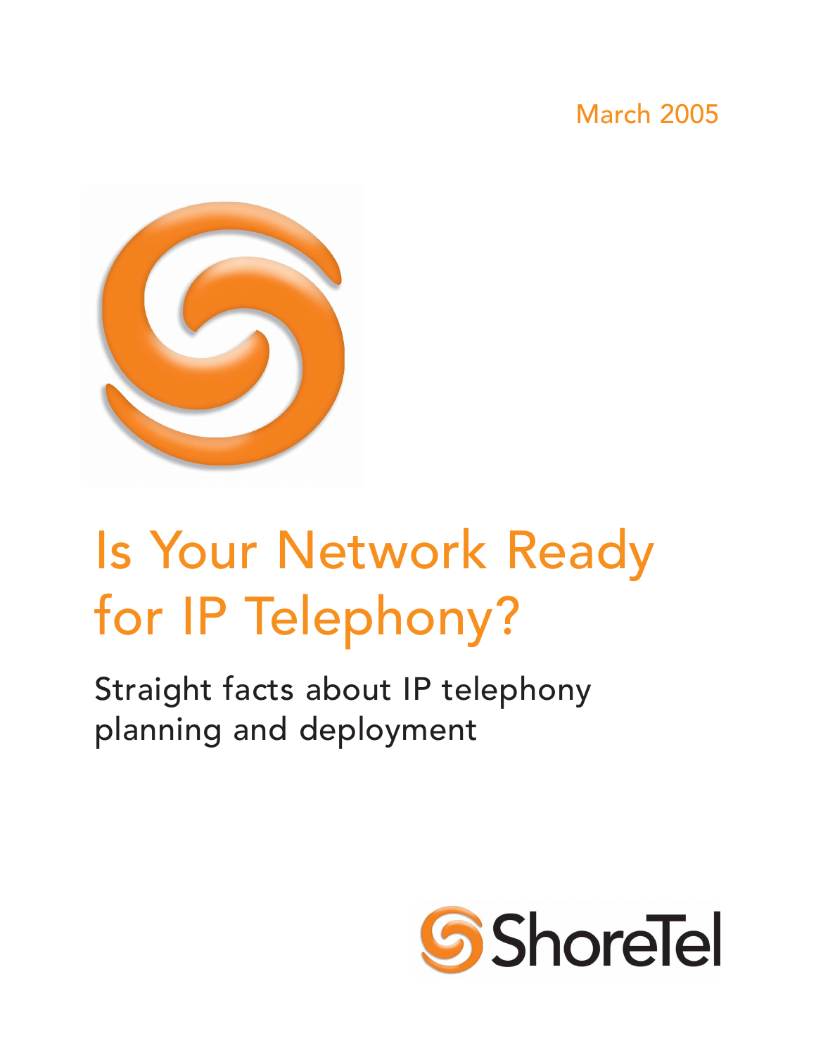March 2005

# Is Your Network Ready for IP Telephony?

## Straight facts about IP telephony planning and deployment

ShoreTel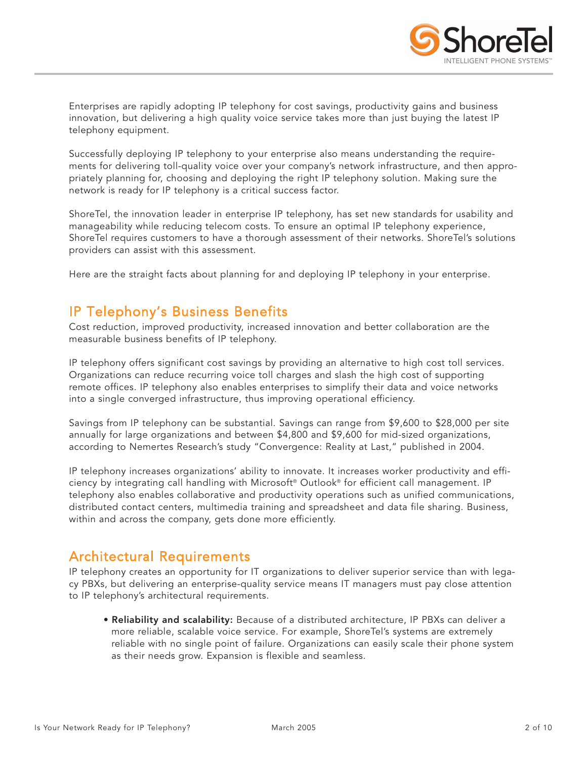Enterprises are rapidly adopting IP telephony for cost savings, productivity gains and business innovation, but delivering a high quality voice service takes more than just buying the latest IP telephony equipment.

Successfully deploying IP telephony to your enterprise also means understanding the requirements for delivering toll-quality voice over your company's network infrastructure, and then appropriately planning for, choosing and deploying the right IP telephony solution. Making sure the network is ready for IP telephony is a critical success factor.

ShoreTel, the innovation leader in enterprise IP telephony, has set new standards for usability and manageability while reducing telecom costs. To ensure an optimal IP telephony experience, ShoreTel requires customers to have a thorough assessment of their networks. ShoreTel's solutions providers can assist with this assessment.

Here are the straight facts about planning for and deploying IP telephony in your enterprise.

## IP Telephony's Business Benefits

Cost reduction, improved productivity, increased innovation and better collaboration are the measurable business benefits of IP telephony.

IP telephony offers significant cost savings by providing an alternative to high cost toll services. Organizations can reduce recurring voice toll charges and slash the high cost of supporting remote offices. IP telephony also enables enterprises to simplify their data and voice networks into a single converged infrastructure, thus improving operational efficiency.

Savings from IP telephony can be substantial. Savings can range from $9,600 to $28,000 per site annually for large organizations and between $4,800 and $9,600 for mid-sized organizations, according to Nemertes Research's study "Convergence: Reality at Last," published in 2004.

IP telephony increases organizations' ability to innovate. It increases worker productivity and efficiency by integrating call handling with Microsoft® Outlook® for efficient call management. IP telephony also enables collaborative and productivity operations such as unified communications, distributed contact centers, multimedia training and spreadsheet and data file sharing. Business, within and across the company, gets done more efficiently.

## Architectural Requirements

IP telephony creates an opportunity for IT organizations to deliver superior service than with legacy PBXs, but delivering an enterprise-quality service means IT managers must pay close attention to IP telephony's architectural requirements.

- **Reliability and scalability:** Because of a distributed architecture, IP PBXs can deliver a more reliable, scalable voice service. For example, ShoreTel's systems are extremely reliable with no single point of failure. Organizations can easily scale their phone system as their needs grow. Expansion is flexible and seamless.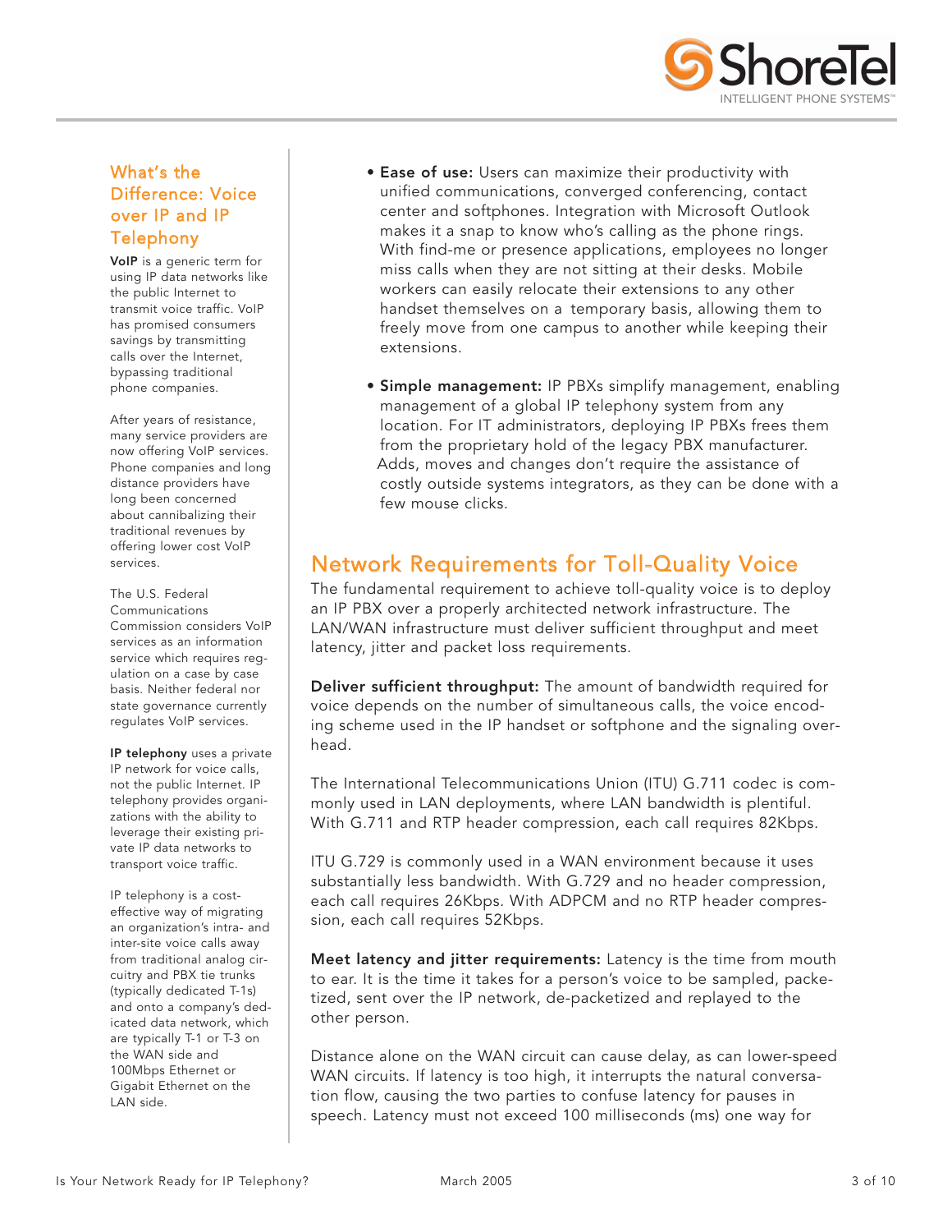### What's the Difference: Voice over IP and IP Telephony

**VoIP** is a generic term for using IP data networks like the public Internet to transmit voice traffic. VoIP has promised consumers savings by transmitting calls over the Internet, bypassing traditional phone companies.

After years of resistance, many service providers are now offering VoIP services. Phone companies and long distance providers have long been concerned about cannibalizing their traditional revenues by offering lower cost VoIP services.

The U.S. Federal Communications Commission considers VoIP services as an information service which requires regulation on a case by case basis. Neither federal nor state governance currently regulates VoIP services.

**IP telephony** uses a private IP network for voice calls, not the public Internet. IP telephony provides organizations with the ability to leverage their existing private IP data networks to transport voice traffic.

IP telephony is a cost-effective way of migrating an organization's intra- and inter-site voice calls away from traditional analog circuitry and PBX tie trunks (typically dedicated T-1s) and onto a company's dedicated data network, which are typically T-1 or T-3 on the WAN side and 100Mbps Ethernet or Gigabit Ethernet on the LAN side.

- **Ease of use:** Users can maximize their productivity with unified communications, converged conferencing, contact center and softphones. Integration with Microsoft Outlook makes it a snap to know who's calling as the phone rings. With find-me or presence applications, employees no longer miss calls when they are not sitting at their desks. Mobile workers can easily relocate their extensions to any other handset themselves on a temporary basis, allowing them to freely move from one campus to another while keeping their extensions.

- **Simple management:** IP PBXs simplify management, enabling management of a global IP telephony system from any location. For IT administrators, deploying IP PBXs frees them from the proprietary hold of the legacy PBX manufacturer. Adds, moves and changes don't require the assistance of costly outside systems integrators, as they can be done with a few mouse clicks.

## Network Requirements for Toll-Quality Voice

The fundamental requirement to achieve toll-quality voice is to deploy an IP PBX over a properly architected network infrastructure. The LAN/WAN infrastructure must deliver sufficient throughput and meet latency, jitter and packet loss requirements.

**Deliver sufficient throughput:** The amount of bandwidth required for voice depends on the number of simultaneous calls, the voice encoding scheme used in the IP handset or softphone and the signaling overhead.

The International Telecommunications Union (ITU) G.711 codec is commonly used in LAN deployments, where LAN bandwidth is plentiful. With G.711 and RTP header compression, each call requires 82Kbps.

ITU G.729 is commonly used in a WAN environment because it uses substantially less bandwidth. With G.729 and no header compression, each call requires 26Kbps. With ADPCM and no RTP header compression, each call requires 52Kbps.

**Meet latency and jitter requirements:** Latency is the time from mouth to ear. It is the time it takes for a person's voice to be sampled, packetized, sent over the IP network, de-packetized and replayed to the other person.

Distance alone on the WAN circuit can cause delay, as can lower-speed WAN circuits. If latency is too high, it interrupts the natural conversation flow, causing the two parties to confuse latency for pauses in speech. Latency must not exceed 100 milliseconds (ms) one way for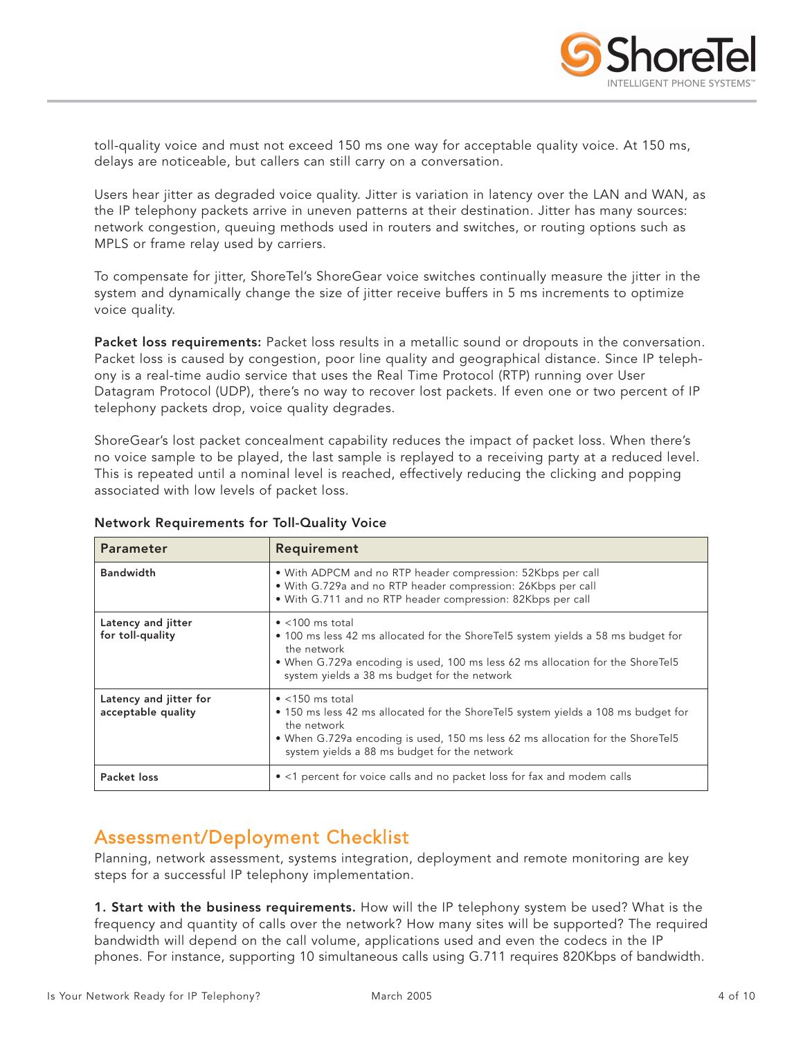toll-quality voice and must not exceed 150 ms one way for acceptable quality voice. At 150 ms, delays are noticeable, but callers can still carry on a conversation.

Users hear jitter as degraded voice quality. Jitter is variation in latency over the LAN and WAN, as the IP telephony packets arrive in uneven patterns at their destination. Jitter has many sources: network congestion, queuing methods used in routers and switches, or routing options such as MPLS or frame relay used by carriers.

To compensate for jitter, ShoreTel's ShoreGear voice switches continually measure the jitter in the system and dynamically change the size of jitter receive buffers in 5 ms increments to optimize voice quality.

**Packet loss requirements:** Packet loss results in a metallic sound or dropouts in the conversation. Packet loss is caused by congestion, poor line quality and geographical distance. Since IP telephony is a real-time audio service that uses the Real Time Protocol (RTP) running over User Datagram Protocol (UDP), there's no way to recover lost packets. If even one or two percent of IP telephony packets drop, voice quality degrades.

ShoreGear's lost packet concealment capability reduces the impact of packet loss. When there's no voice sample to be played, the last sample is replayed to a receiving party at a reduced level. This is repeated until a nominal level is reached, effectively reducing the clicking and popping associated with low levels of packet loss.

**Network Requirements for Toll-Quality Voice**

| Parameter | Requirement |
|---|---|
| **Bandwidth** | • With ADPCM and no RTP header compression: 52Kbps per call<br>• With G.729a and no RTP header compression: 26Kbps per call<br>• With G.711 and no RTP header compression: 82Kbps per call |
| **Latency and jitter for toll-quality** | • <100 ms total<br>• 100 ms less 42 ms allocated for the ShoreTel5 system yields a 58 ms budget for the network<br>• When G.729a encoding is used, 100 ms less 62 ms allocation for the ShoreTel5 system yields a 38 ms budget for the network |
| **Latency and jitter for acceptable quality** | • <150 ms total<br>• 150 ms less 42 ms allocated for the ShoreTel5 system yields a 108 ms budget for the network<br>• When G.729a encoding is used, 150 ms less 62 ms allocation for the ShoreTel5 system yields a 88 ms budget for the network |
| **Packet loss** | • <1 percent for voice calls and no packet loss for fax and modem calls |

## Assessment/Deployment Checklist

Planning, network assessment, systems integration, deployment and remote monitoring are key steps for a successful IP telephony implementation.

**1. Start with the business requirements.** How will the IP telephony system be used? What is the frequency and quantity of calls over the network? How many sites will be supported? The required bandwidth will depend on the call volume, applications used and even the codecs in the IP phones. For instance, supporting 10 simultaneous calls using G.711 requires 820Kbps of bandwidth.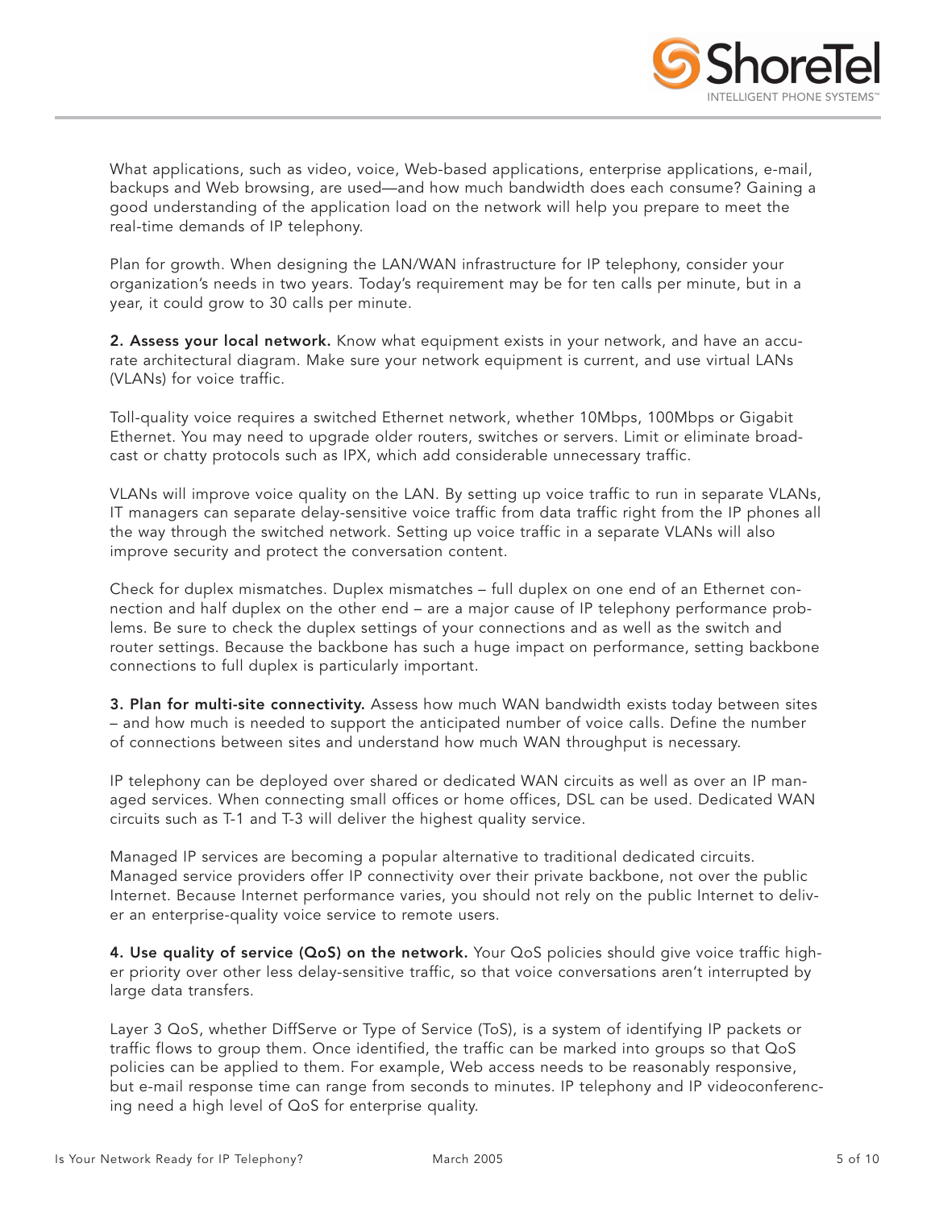What applications, such as video, voice, Web-based applications, enterprise applications, e-mail, backups and Web browsing, are used—and how much bandwidth does each consume? Gaining a good understanding of the application load on the network will help you prepare to meet the real-time demands of IP telephony.

Plan for growth. When designing the LAN/WAN infrastructure for IP telephony, consider your organization's needs in two years. Today's requirement may be for ten calls per minute, but in a year, it could grow to 30 calls per minute.

**2. Assess your local network.** Know what equipment exists in your network, and have an accurate architectural diagram. Make sure your network equipment is current, and use virtual LANs (VLANs) for voice traffic.

Toll-quality voice requires a switched Ethernet network, whether 10Mbps, 100Mbps or Gigabit Ethernet. You may need to upgrade older routers, switches or servers. Limit or eliminate broadcast or chatty protocols such as IPX, which add considerable unnecessary traffic.

VLANs will improve voice quality on the LAN. By setting up voice traffic to run in separate VLANs, IT managers can separate delay-sensitive voice traffic from data traffic right from the IP phones all the way through the switched network. Setting up voice traffic in a separate VLANs will also improve security and protect the conversation content.

Check for duplex mismatches. Duplex mismatches – full duplex on one end of an Ethernet connection and half duplex on the other end – are a major cause of IP telephony performance problems. Be sure to check the duplex settings of your connections and as well as the switch and router settings. Because the backbone has such a huge impact on performance, setting backbone connections to full duplex is particularly important.

**3. Plan for multi-site connectivity.** Assess how much WAN bandwidth exists today between sites – and how much is needed to support the anticipated number of voice calls. Define the number of connections between sites and understand how much WAN throughput is necessary.

IP telephony can be deployed over shared or dedicated WAN circuits as well as over an IP managed services. When connecting small offices or home offices, DSL can be used. Dedicated WAN circuits such as T-1 and T-3 will deliver the highest quality service.

Managed IP services are becoming a popular alternative to traditional dedicated circuits. Managed service providers offer IP connectivity over their private backbone, not over the public Internet. Because Internet performance varies, you should not rely on the public Internet to deliver an enterprise-quality voice service to remote users.

**4. Use quality of service (QoS) on the network.** Your QoS policies should give voice traffic higher priority over other less delay-sensitive traffic, so that voice conversations aren't interrupted by large data transfers.

Layer 3 QoS, whether DiffServe or Type of Service (ToS), is a system of identifying IP packets or traffic flows to group them. Once identified, the traffic can be marked into groups so that QoS policies can be applied to them. For example, Web access needs to be reasonably responsive, but e-mail response time can range from seconds to minutes. IP telephony and IP videoconferencing need a high level of QoS for enterprise quality.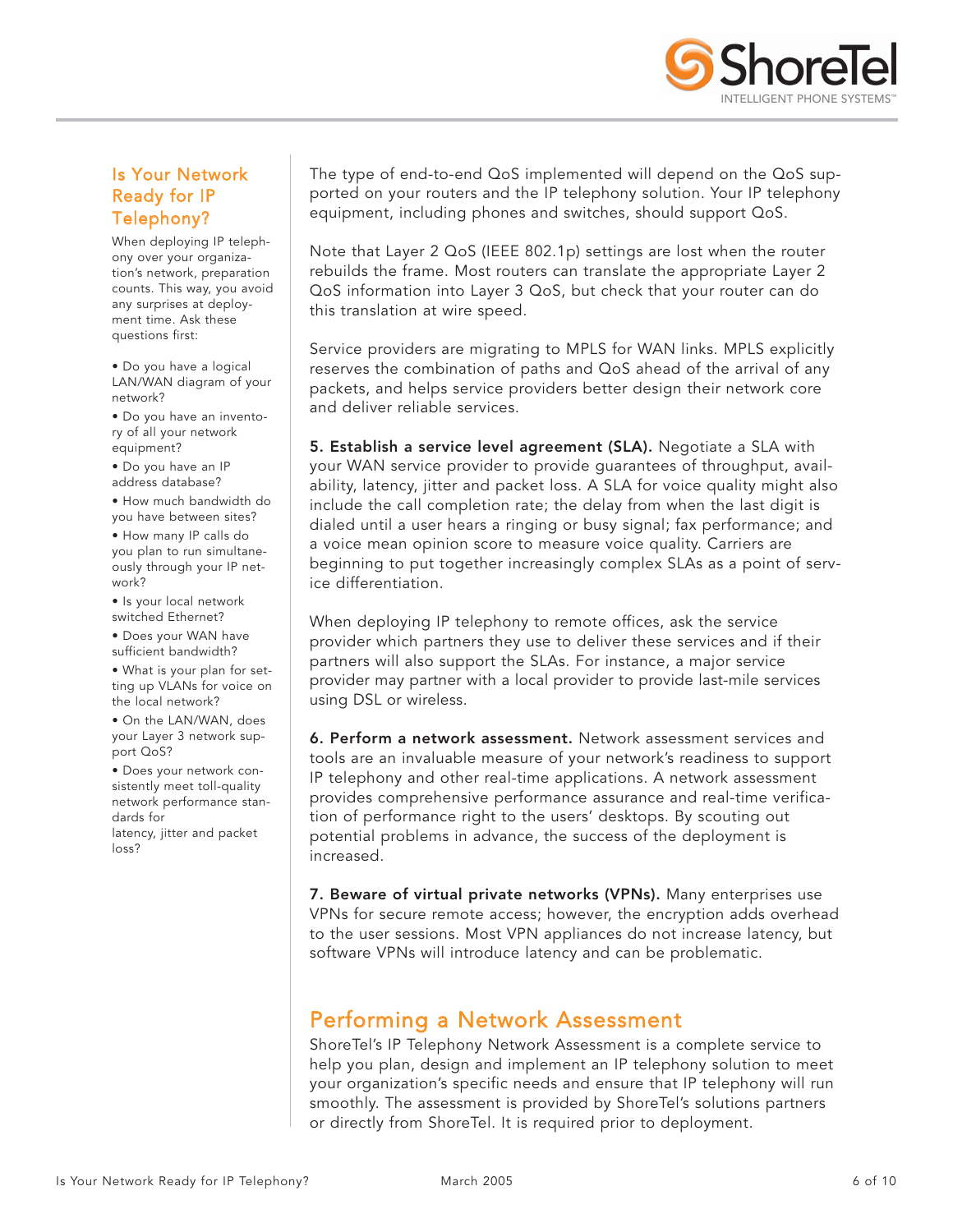## Is Your Network Ready for IP Telephony?

When deploying IP telephony over your organization's network, preparation counts. This way, you avoid any surprises at deployment time. Ask these questions first:

- Do you have a logical LAN/WAN diagram of your network?
- Do you have an inventory of all your network equipment?
- Do you have an IP address database?
- How much bandwidth do you have between sites?
- How many IP calls do you plan to run simultaneously through your IP network?
- Is your local network switched Ethernet?
- Does your WAN have sufficient bandwidth?
- What is your plan for setting up VLANs for voice on the local network?
- On the LAN/WAN, does your Layer 3 network support QoS?
- Does your network consistently meet toll-quality network performance standards for latency, jitter and packet loss?

The type of end-to-end QoS implemented will depend on the QoS supported on your routers and the IP telephony solution. Your IP telephony equipment, including phones and switches, should support QoS.

Note that Layer 2 QoS (IEEE 802.1p) settings are lost when the router rebuilds the frame. Most routers can translate the appropriate Layer 2 QoS information into Layer 3 QoS, but check that your router can do this translation at wire speed.

Service providers are migrating to MPLS for WAN links. MPLS explicitly reserves the combination of paths and QoS ahead of the arrival of any packets, and helps service providers better design their network core and deliver reliable services.

**5. Establish a service level agreement (SLA).** Negotiate a SLA with your WAN service provider to provide guarantees of throughput, availability, latency, jitter and packet loss. A SLA for voice quality might also include the call completion rate; the delay from when the last digit is dialed until a user hears a ringing or busy signal; fax performance; and a voice mean opinion score to measure voice quality. Carriers are beginning to put together increasingly complex SLAs as a point of service differentiation.

When deploying IP telephony to remote offices, ask the service provider which partners they use to deliver these services and if their partners will also support the SLAs. For instance, a major service provider may partner with a local provider to provide last-mile services using DSL or wireless.

**6. Perform a network assessment.** Network assessment services and tools are an invaluable measure of your network's readiness to support IP telephony and other real-time applications. A network assessment provides comprehensive performance assurance and real-time verification of performance right to the users' desktops. By scouting out potential problems in advance, the success of the deployment is increased.

**7. Beware of virtual private networks (VPNs).** Many enterprises use VPNs for secure remote access; however, the encryption adds overhead to the user sessions. Most VPN appliances do not increase latency, but software VPNs will introduce latency and can be problematic.

## Performing a Network Assessment

ShoreTel's IP Telephony Network Assessment is a complete service to help you plan, design and implement an IP telephony solution to meet your organization's specific needs and ensure that IP telephony will run smoothly. The assessment is provided by ShoreTel's solutions partners or directly from ShoreTel. It is required prior to deployment.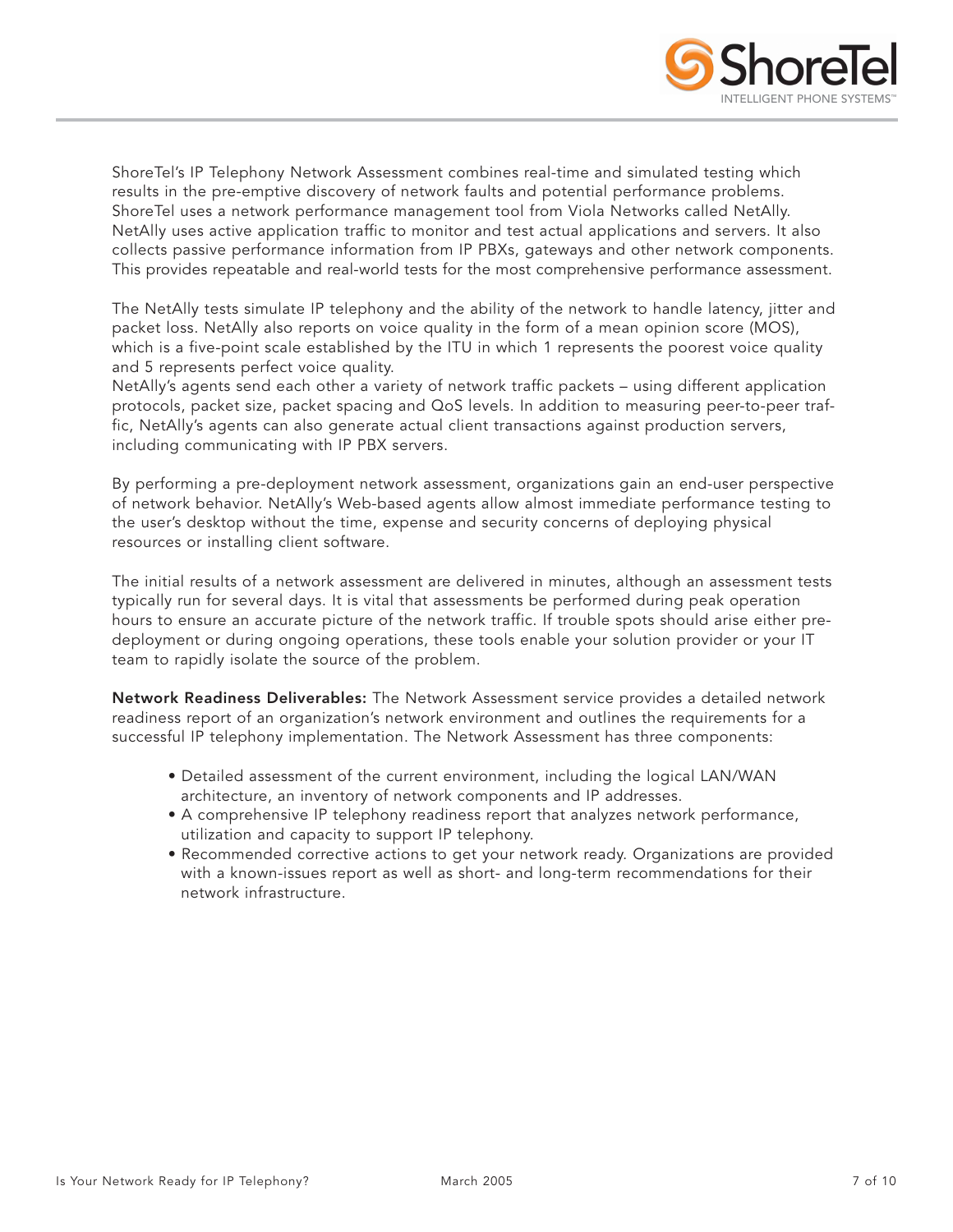ShoreTel's IP Telephony Network Assessment combines real-time and simulated testing which results in the pre-emptive discovery of network faults and potential performance problems. ShoreTel uses a network performance management tool from Viola Networks called NetAlly. NetAlly uses active application traffic to monitor and test actual applications and servers. It also collects passive performance information from IP PBXs, gateways and other network components. This provides repeatable and real-world tests for the most comprehensive performance assessment.

The NetAlly tests simulate IP telephony and the ability of the network to handle latency, jitter and packet loss. NetAlly also reports on voice quality in the form of a mean opinion score (MOS), which is a five-point scale established by the ITU in which 1 represents the poorest voice quality and 5 represents perfect voice quality.
NetAlly's agents send each other a variety of network traffic packets – using different application protocols, packet size, packet spacing and QoS levels. In addition to measuring peer-to-peer traffic, NetAlly's agents can also generate actual client transactions against production servers, including communicating with IP PBX servers.

By performing a pre-deployment network assessment, organizations gain an end-user perspective of network behavior. NetAlly's Web-based agents allow almost immediate performance testing to the user's desktop without the time, expense and security concerns of deploying physical resources or installing client software.

The initial results of a network assessment are delivered in minutes, although an assessment tests typically run for several days. It is vital that assessments be performed during peak operation hours to ensure an accurate picture of the network traffic. If trouble spots should arise either pre-deployment or during ongoing operations, these tools enable your solution provider or your IT team to rapidly isolate the source of the problem.

**Network Readiness Deliverables:** The Network Assessment service provides a detailed network readiness report of an organization's network environment and outlines the requirements for a successful IP telephony implementation. The Network Assessment has three components:

- Detailed assessment of the current environment, including the logical LAN/WAN architecture, an inventory of network components and IP addresses.
- A comprehensive IP telephony readiness report that analyzes network performance, utilization and capacity to support IP telephony.
- Recommended corrective actions to get your network ready. Organizations are provided with a known-issues report as well as short- and long-term recommendations for their network infrastructure.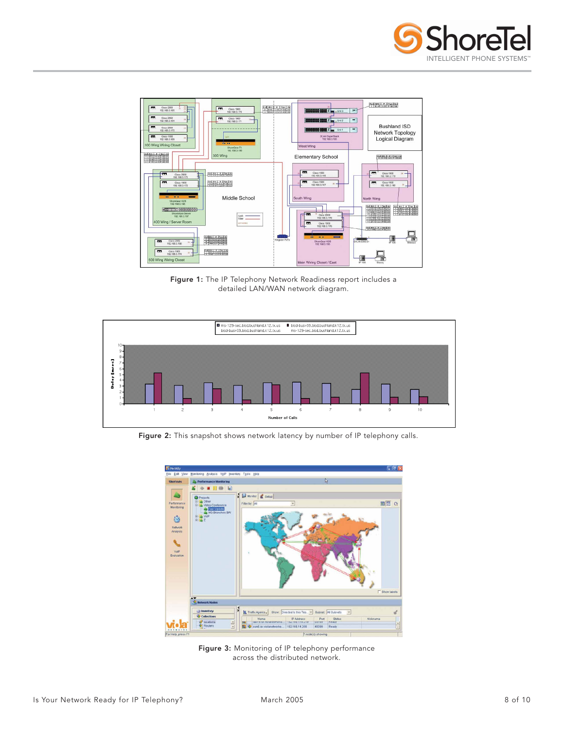Figure 1: The IP Telephony Network Readiness report includes a detailed LAN/WAN network diagram.

Figure 2: This snapshot shows network latency by number of IP telephony calls.

Figure 3: Monitoring of IP telephony performance across the distributed network.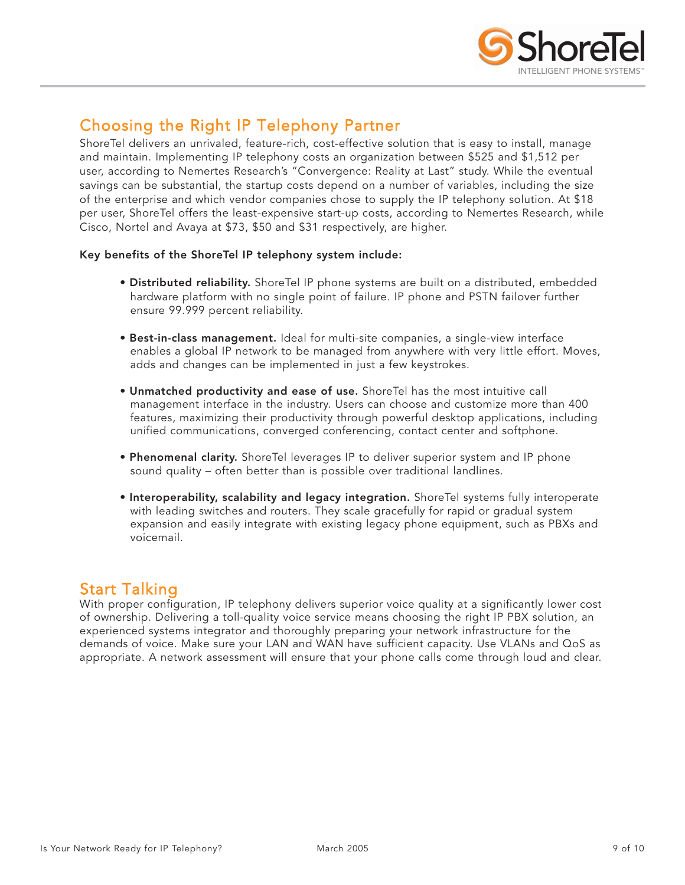## Choosing the Right IP Telephony Partner

ShoreTel delivers an unrivaled, feature-rich, cost-effective solution that is easy to install, manage and maintain. Implementing IP telephony costs an organization between $525 and $1,512 per user, according to Nemertes Research's "Convergence: Reality at Last" study. While the eventual savings can be substantial, the startup costs depend on a number of variables, including the size of the enterprise and which vendor companies chose to supply the IP telephony solution. At $18 per user, ShoreTel offers the least-expensive start-up costs, according to Nemertes Research, while Cisco, Nortel and Avaya at $73, $50 and $31 respectively, are higher.

**Key benefits of the ShoreTel IP telephony system include:**

- **Distributed reliability.** ShoreTel IP phone systems are built on a distributed, embedded hardware platform with no single point of failure. IP phone and PSTN failover further ensure 99.999 percent reliability.

- **Best-in-class management.** Ideal for multi-site companies, a single-view interface enables a global IP network to be managed from anywhere with very little effort. Moves, adds and changes can be implemented in just a few keystrokes.

- **Unmatched productivity and ease of use.** ShoreTel has the most intuitive call management interface in the industry. Users can choose and customize more than 400 features, maximizing their productivity through powerful desktop applications, including unified communications, converged conferencing, contact center and softphone.

- **Phenomenal clarity.** ShoreTel leverages IP to deliver superior system and IP phone sound quality – often better than is possible over traditional landlines.

- **Interoperability, scalability and legacy integration.** ShoreTel systems fully interoperate with leading switches and routers. They scale gracefully for rapid or gradual system expansion and easily integrate with existing legacy phone equipment, such as PBXs and voicemail.

## Start Talking

With proper configuration, IP telephony delivers superior voice quality at a significantly lower cost of ownership. Delivering a toll-quality voice service means choosing the right IP PBX solution, an experienced systems integrator and thoroughly preparing your network infrastructure for the demands of voice. Make sure your LAN and WAN have sufficient capacity. Use VLANs and QoS as appropriate. A network assessment will ensure that your phone calls come through loud and clear.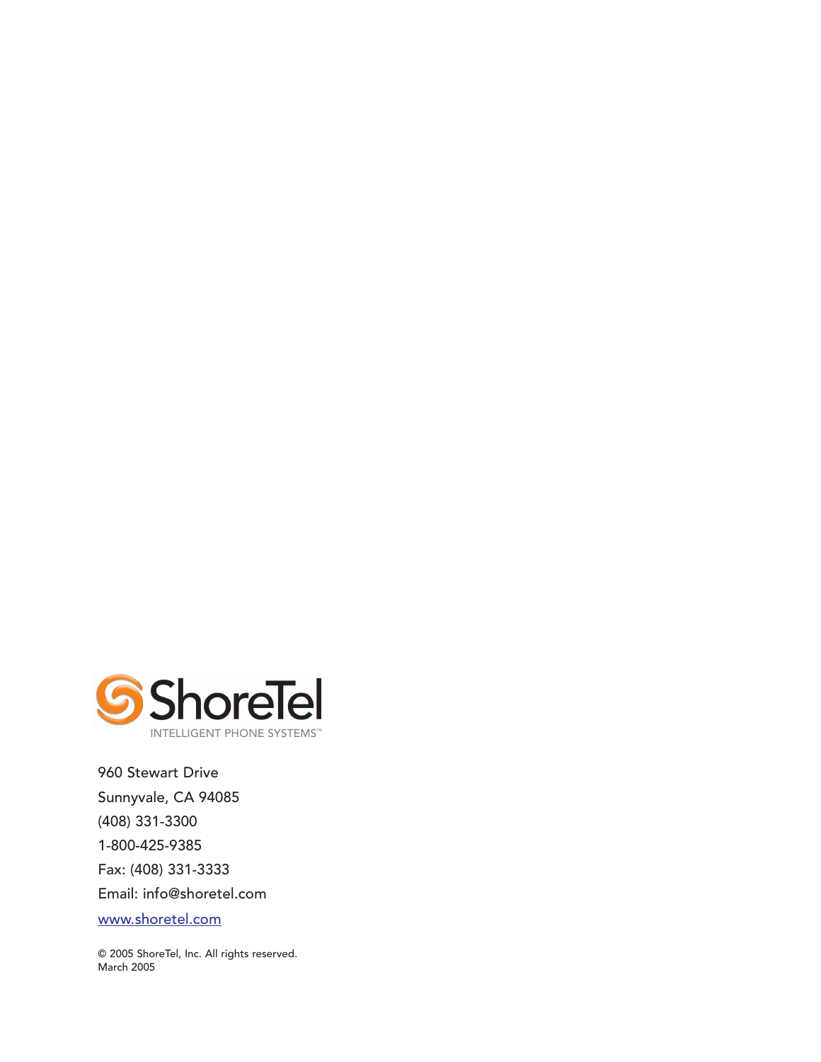ShoreTel

INTELLIGENT PHONE SYSTEMS™

960 Stewart Drive
Sunnyvale, CA 94085
(408) 331-3300
1-800-425-9385
Fax: (408) 331-3333
Email: info@shoretel.com
www.shoretel.com

© 2005 ShoreTel, Inc. All rights reserved.
March 2005